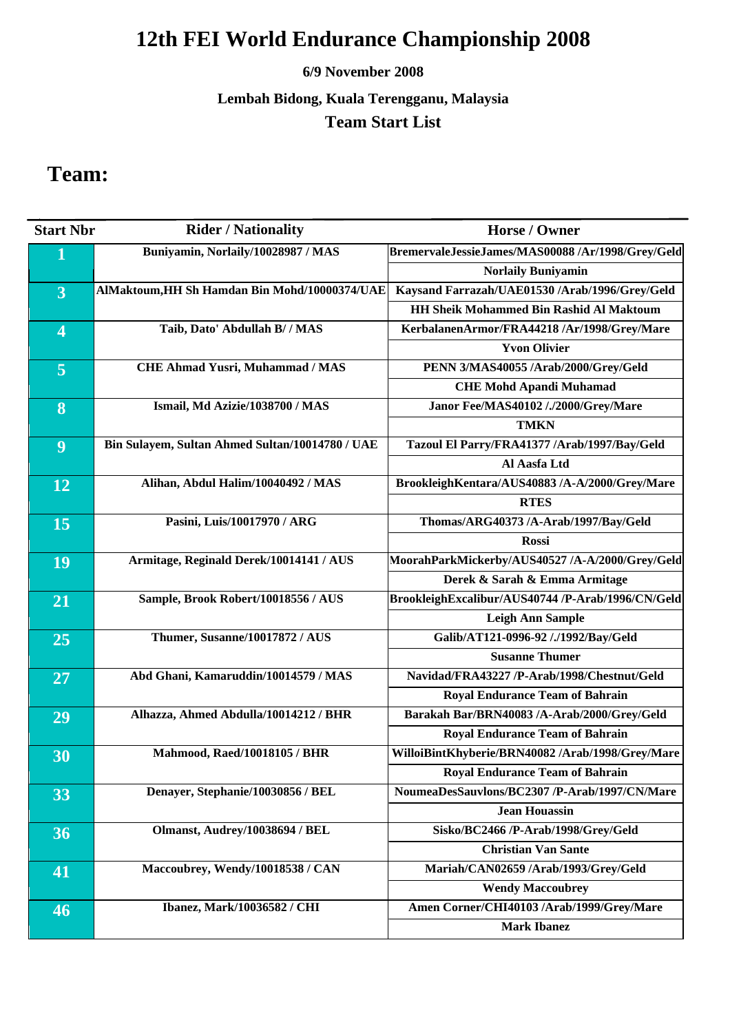# 12th FEI World Endurance Championship 2008

**6/9 November 2008**

**Lembah Bidong, Kuala Terengganu, Malaysia**

**Team Start List**

## Team:

| Start Nbr | Rider / Nationality | Horse / Owner |
|---|---|---|
| 1 | Buniyamin, Norlaily/10028987 / MAS | BremervaleJessieJames/MAS00088 /Ar/1998/Grey/Geld |
| | | Norlaily Buniyamin |
| 3 | AlMaktoum,HH Sh Hamdan Bin Mohd/10000374/UAE | Kaysand Farrazah/UAE01530 /Arab/1996/Grey/Geld |
| | | HH Sheik Mohammed Bin Rashid Al Maktoum |
| 4 | Taib, Dato' Abdullah B/ / MAS | KerbalanenArmor/FRA44218 /Ar/1998/Grey/Mare |
| | | Yvon Olivier |
| 5 | CHE Ahmad Yusri, Muhammad / MAS | PENN 3/MAS40055 /Arab/2000/Grey/Geld |
| | | CHE Mohd Apandi Muhamad |
| 8 | Ismail, Md Azizie/1038700 / MAS | Janor Fee/MAS40102 /./2000/Grey/Mare |
| | | TMKN |
| 9 | Bin Sulayem, Sultan Ahmed Sultan/10014780 / UAE | Tazoul El Parry/FRA41377 /Arab/1997/Bay/Geld |
| | | Al Aasfa Ltd |
| 12 | Alihan, Abdul Halim/10040492 / MAS | BrookleighKentara/AUS40883 /A-A/2000/Grey/Mare |
| | | RTES |
| 15 | Pasini, Luis/10017970 / ARG | Thomas/ARG40373 /A-Arab/1997/Bay/Geld |
| | | Rossi |
| 19 | Armitage, Reginald Derek/10014141 / AUS | MoorahParkMickerby/AUS40527 /A-A/2000/Grey/Geld |
| | | Derek & Sarah & Emma Armitage |
| 21 | Sample, Brook Robert/10018556 / AUS | BrookleighExcalibur/AUS40744 /P-Arab/1996/CN/Geld |
| | | Leigh Ann Sample |
| 25 | Thumer, Susanne/10017872 / AUS | Galib/AT121-0996-92 /./1992/Bay/Geld |
| | | Susanne Thumer |
| 27 | Abd Ghani, Kamaruddin/10014579 / MAS | Navidad/FRA43227 /P-Arab/1998/Chestnut/Geld |
| | | Royal Endurance Team of Bahrain |
| 29 | Alhazza, Ahmed Abdulla/10014212 / BHR | Barakah Bar/BRN40083 /A-Arab/2000/Grey/Geld |
| | | Royal Endurance Team of Bahrain |
| 30 | Mahmood, Raed/10018105 / BHR | WilloiBintKhyberie/BRN40082 /Arab/1998/Grey/Mare |
| | | Royal Endurance Team of Bahrain |
| 33 | Denayer, Stephanie/10030856 / BEL | NoumeaDesSauvlons/BC2307 /P-Arab/1997/CN/Mare |
| | | Jean Houassin |
| 36 | Olmanst, Audrey/10038694 / BEL | Sisko/BC2466 /P-Arab/1998/Grey/Geld |
| | | Christian Van Sante |
| 41 | Maccoubrey, Wendy/10018538 / CAN | Mariah/CAN02659 /Arab/1993/Grey/Geld |
| | | Wendy Maccoubrey |
| 46 | Ibanez, Mark/10036582 / CHI | Amen Corner/CHI40103 /Arab/1999/Grey/Mare |
| | | Mark Ibanez |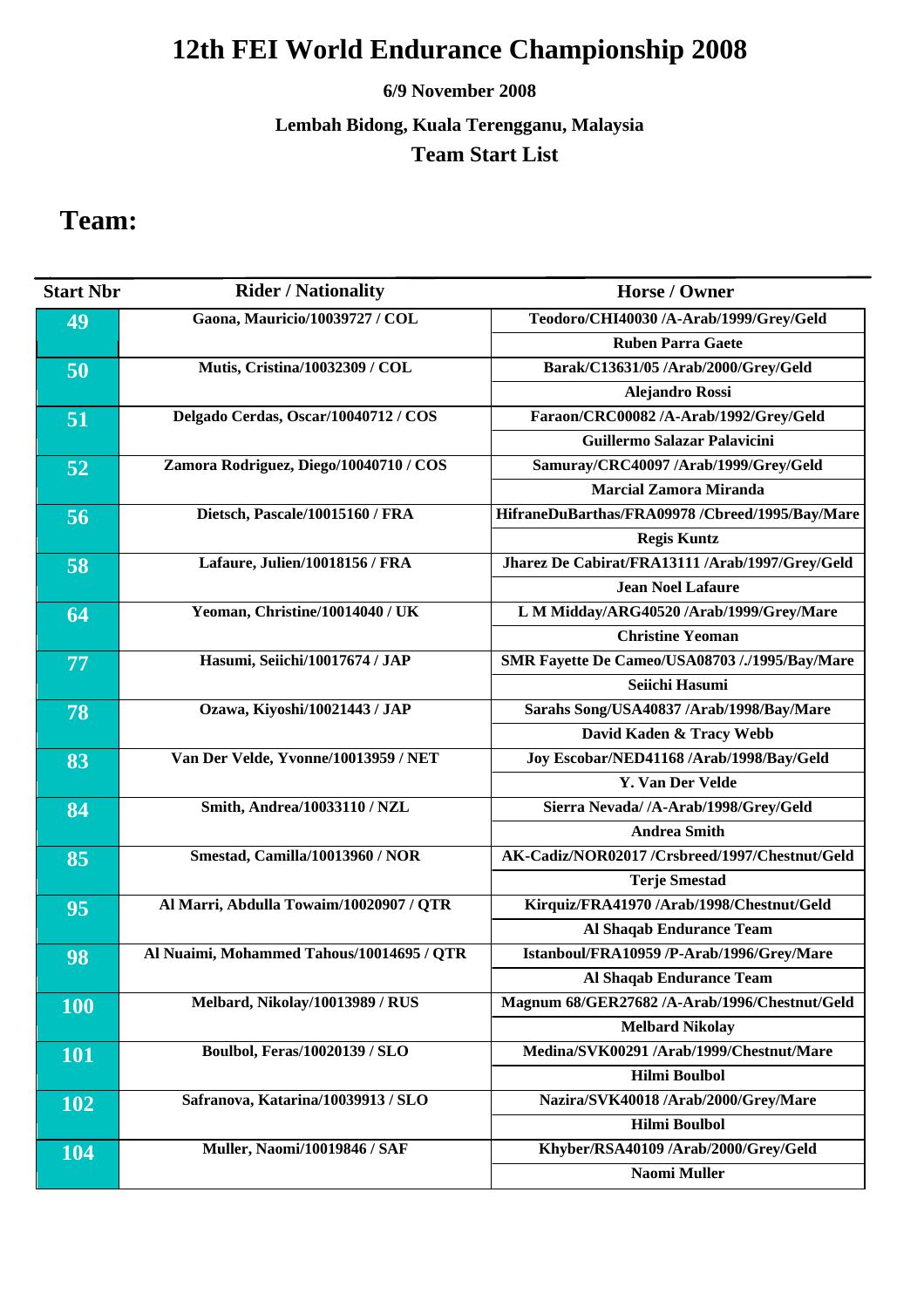# 12th FEI World Endurance Championship 2008

**6/9 November 2008**

**Lembah Bidong, Kuala Terengganu, Malaysia**

**Team Start List**

## Team:

| Start Nbr | Rider / Nationality | Horse / Owner |
|---|---|---|
| 49 | Gaona, Mauricio/10039727 / COL | Teodoro/CHI40030 /A-Arab/1999/Grey/Geld |
| | | Ruben Parra Gaete |
| 50 | Mutis, Cristina/10032309 / COL | Barak/C13631/05 /Arab/2000/Grey/Geld |
| | | Alejandro Rossi |
| 51 | Delgado Cerdas, Oscar/10040712 / COS | Faraon/CRC00082 /A-Arab/1992/Grey/Geld |
| | | Guillermo Salazar Palavicini |
| 52 | Zamora Rodriguez, Diego/10040710 / COS | Samuray/CRC40097 /Arab/1999/Grey/Geld |
| | | Marcial Zamora Miranda |
| 56 | Dietsch, Pascale/10015160 / FRA | HifraneDuBarthas/FRA09978 /Cbreed/1995/Bay/Mare |
| | | Regis Kuntz |
| 58 | Lafaure, Julien/10018156 / FRA | Jharez De Cabirat/FRA13111 /Arab/1997/Grey/Geld |
| | | Jean Noel Lafaure |
| 64 | Yeoman, Christine/10014040 / UK | L M Midday/ARG40520 /Arab/1999/Grey/Mare |
| | | Christine Yeoman |
| 77 | Hasumi, Seiichi/10017674 / JAP | SMR Fayette De Cameo/USA08703 /./1995/Bay/Mare |
| | | Seiichi Hasumi |
| 78 | Ozawa, Kiyoshi/10021443 / JAP | Sarahs Song/USA40837 /Arab/1998/Bay/Mare |
| | | David Kaden & Tracy Webb |
| 83 | Van Der Velde, Yvonne/10013959 / NET | Joy Escobar/NED41168 /Arab/1998/Bay/Geld |
| | | Y. Van Der Velde |
| 84 | Smith, Andrea/10033110 / NZL | Sierra Nevada/ /A-Arab/1998/Grey/Geld |
| | | Andrea Smith |
| 85 | Smestad, Camilla/10013960 / NOR | AK-Cadiz/NOR02017 /Crsbreed/1997/Chestnut/Geld |
| | | Terje Smestad |
| 95 | Al Marri, Abdulla Towaim/10020907 / QTR | Kirquiz/FRA41970 /Arab/1998/Chestnut/Geld |
| | | Al Shaqab Endurance Team |
| 98 | Al Nuaimi, Mohammed Tahous/10014695 / QTR | Istanboul/FRA10959 /P-Arab/1996/Grey/Mare |
| | | Al Shaqab Endurance Team |
| 100 | Melbard, Nikolay/10013989 / RUS | Magnum 68/GER27682 /A-Arab/1996/Chestnut/Geld |
| | | Melbard Nikolay |
| 101 | Boulbol, Feras/10020139 / SLO | Medina/SVK00291 /Arab/1999/Chestnut/Mare |
| | | Hilmi Boulbol |
| 102 | Safranova, Katarina/10039913 / SLO | Nazira/SVK40018 /Arab/2000/Grey/Mare |
| | | Hilmi Boulbol |
| 104 | Muller, Naomi/10019846 / SAF | Khyber/RSA40109 /Arab/2000/Grey/Geld |
| | | Naomi Muller |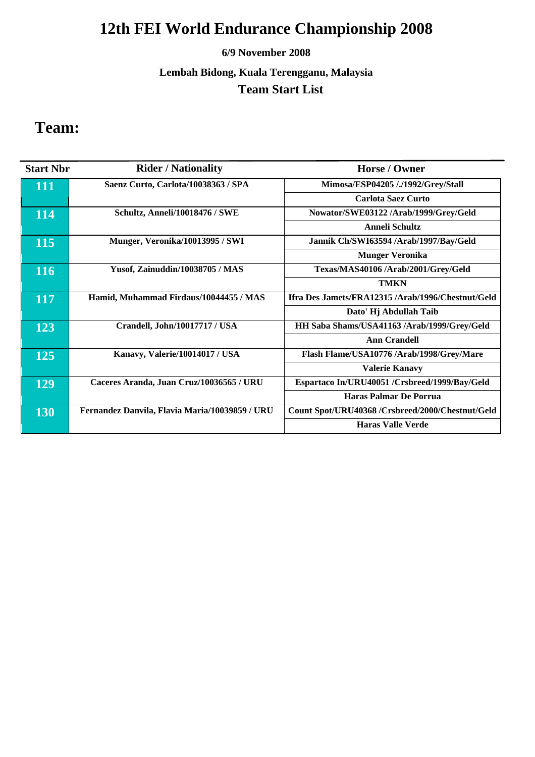# 12th FEI World Endurance Championship 2008

**6/9 November 2008**

**Lembah Bidong, Kuala Terengganu, Malaysia**

**Team Start List**

## Team:

| Start Nbr | Rider / Nationality | Horse / Owner |
|---|---|---|
| 111 | Saenz Curto, Carlota/10038363 / SPA | Mimosa/ESP04205 /./1992/Grey/Stall |
| | | Carlota Saez Curto |
| 114 | Schultz, Anneli/10018476 / SWE | Nowator/SWE03122 /Arab/1999/Grey/Geld |
| | | Anneli Schultz |
| 115 | Munger, Veronika/10013995 / SWI | Jannik Ch/SWI63594 /Arab/1997/Bay/Geld |
| | | Munger Veronika |
| 116 | Yusof, Zainuddin/10038705 / MAS | Texas/MAS40106 /Arab/2001/Grey/Geld |
| | | TMKN |
| 117 | Hamid, Muhammad Firdaus/10044455 / MAS | Ifra Des Jamets/FRA12315 /Arab/1996/Chestnut/Geld |
| | | Dato' Hj Abdullah Taib |
| 123 | Crandell, John/10017717 / USA | HH Saba Shams/USA41163 /Arab/1999/Grey/Geld |
| | | Ann Crandell |
| 125 | Kanavy, Valerie/10014017 / USA | Flash Flame/USA10776 /Arab/1998/Grey/Mare |
| | | Valerie Kanavy |
| 129 | Caceres Aranda, Juan Cruz/10036565 / URU | Espartaco In/URU40051 /Crsbreed/1999/Bay/Geld |
| | | Haras Palmar De Porrua |
| 130 | Fernandez Danvila, Flavia Maria/10039859 / URU | Count Spot/URU40368 /Crsbreed/2000/Chestnut/Geld |
| | | Haras Valle Verde |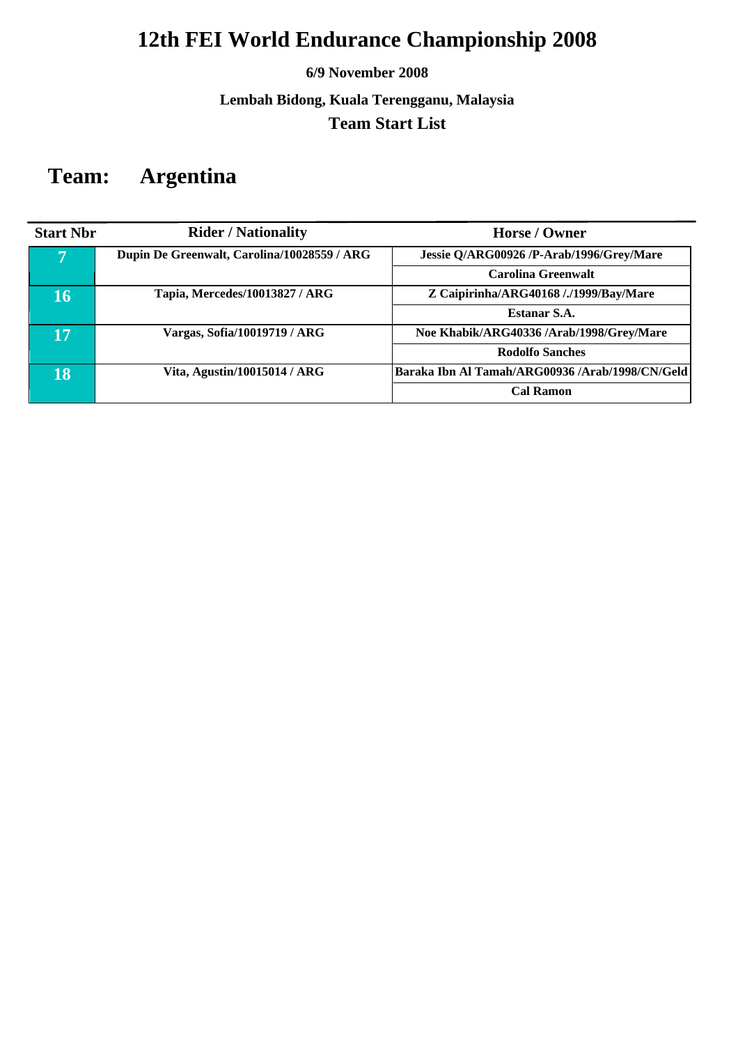# 12th FEI World Endurance Championship 2008

**6/9 November 2008**

**Lembah Bidong, Kuala Terengganu, Malaysia**

**Team Start List**

## Team: Argentina

| Start Nbr | Rider / Nationality | Horse / Owner |
|---|---|---|
| 7 | Dupin De Greenwalt, Carolina/10028559 / ARG | Jessie Q/ARG00926 /P-Arab/1996/Grey/Mare |
| | | Carolina Greenwalt |
| 16 | Tapia, Mercedes/10013827 / ARG | Z Caipirinha/ARG40168 /./1999/Bay/Mare |
| | | Estanar S.A. |
| 17 | Vargas, Sofia/10019719 / ARG | Noe Khabik/ARG40336 /Arab/1998/Grey/Mare |
| | | Rodolfo Sanches |
| 18 | Vita, Agustin/10015014 / ARG | Baraka Ibn Al Tamah/ARG00936 /Arab/1998/CN/Geld |
| | | Cal Ramon |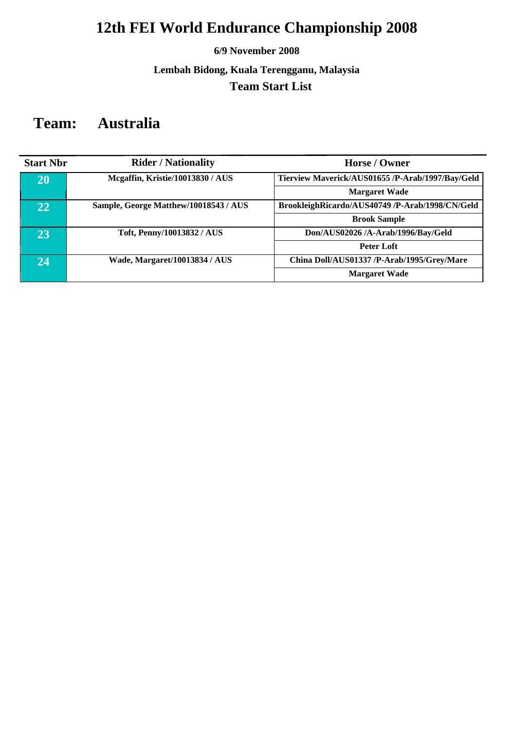# 12th FEI World Endurance Championship 2008

**6/9 November 2008**

**Lembah Bidong, Kuala Terengganu, Malaysia**

**Team Start List**

## Team: Australia

| Start Nbr | Rider / Nationality | Horse / Owner |
|---|---|---|
| 20 | Mcgaffin, Kristie/10013830 / AUS | Tierview Maverick/AUS01655 /P-Arab/1997/Bay/Geld |
| | | Margaret Wade |
| 22 | Sample, George Matthew/10018543 / AUS | BrookleighRicardo/AUS40749 /P-Arab/1998/CN/Geld |
| | | Brook Sample |
| 23 | Toft, Penny/10013832 / AUS | Don/AUS02026 /A-Arab/1996/Bay/Geld |
| | | Peter Loft |
| 24 | Wade, Margaret/10013834 / AUS | China Doll/AUS01337 /P-Arab/1995/Grey/Mare |
| | | Margaret Wade |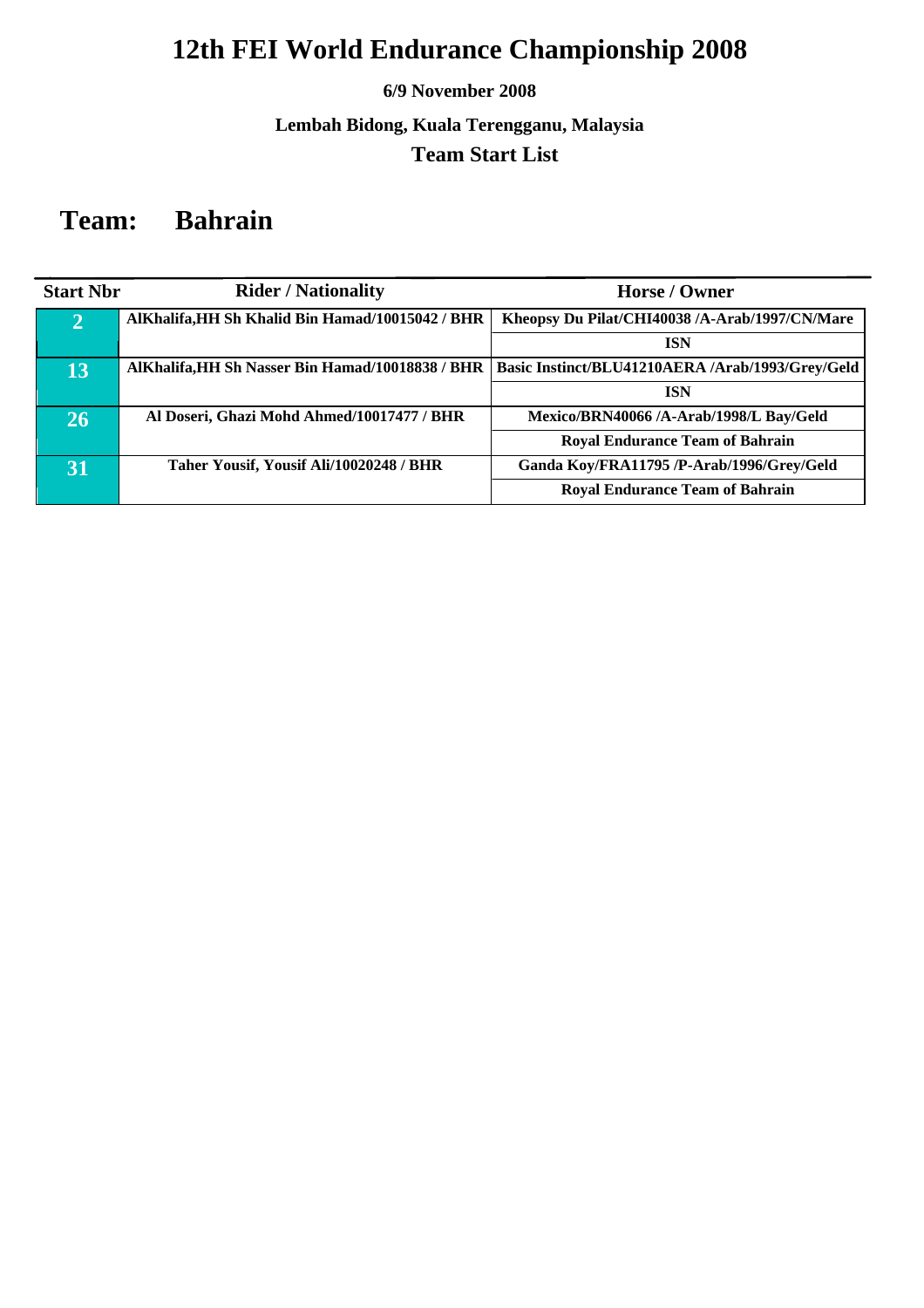# 12th FEI World Endurance Championship 2008

**6/9 November 2008**

**Lembah Bidong, Kuala Terengganu, Malaysia**

**Team Start List**

## Team: Bahrain

| Start Nbr | Rider / Nationality | Horse / Owner |
|---|---|---|
| 2 | AlKhalifa,HH Sh Khalid Bin Hamad/10015042 / BHR | Kheopsy Du Pilat/CHI40038 /A-Arab/1997/CN/Mare |
| | | ISN |
| 13 | AlKhalifa,HH Sh Nasser Bin Hamad/10018838 / BHR | Basic Instinct/BLU41210AERA /Arab/1993/Grey/Geld |
| | | ISN |
| 26 | Al Doseri, Ghazi Mohd Ahmed/10017477 / BHR | Mexico/BRN40066 /A-Arab/1998/L Bay/Geld |
| | | Royal Endurance Team of Bahrain |
| 31 | Taher Yousif, Yousif Ali/10020248 / BHR | Ganda Koy/FRA11795 /P-Arab/1996/Grey/Geld |
| | | Royal Endurance Team of Bahrain |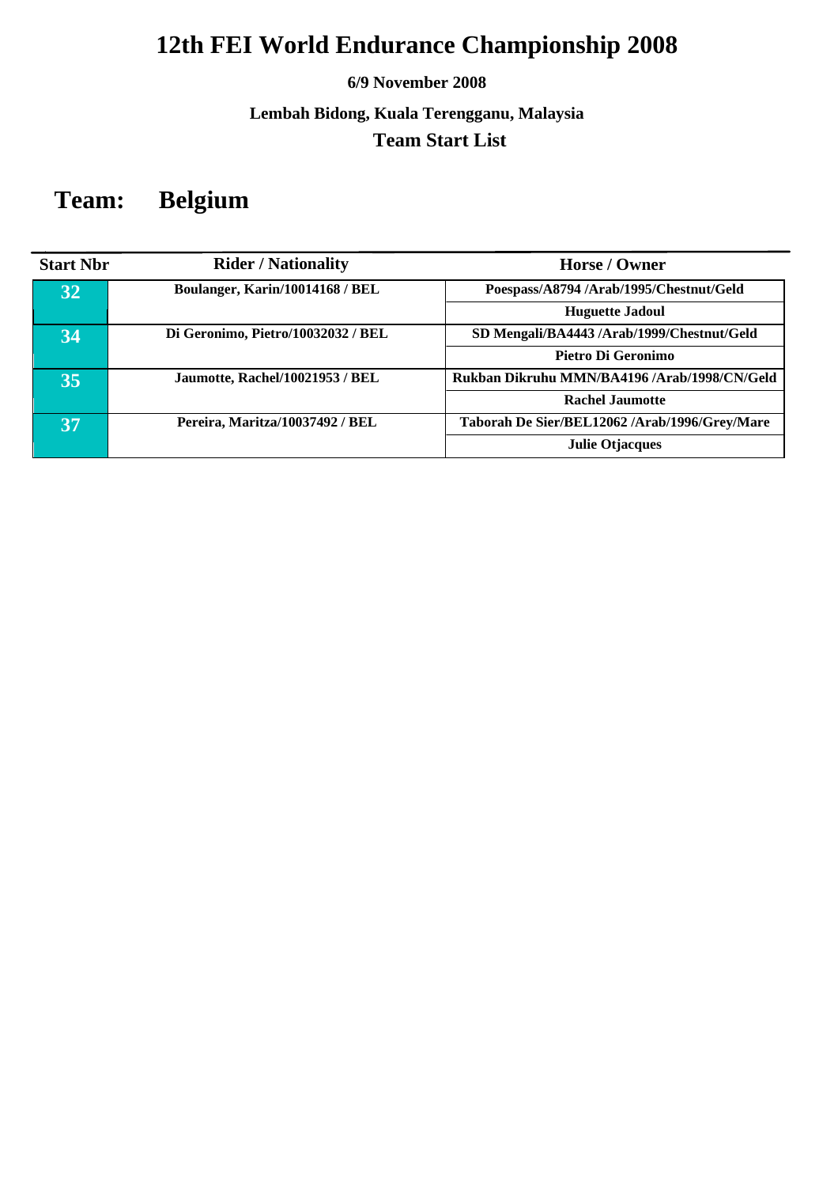# 12th FEI World Endurance Championship 2008

**6/9 November 2008**

**Lembah Bidong, Kuala Terengganu, Malaysia**

**Team Start List**

## Team: Belgium

| Start Nbr | Rider / Nationality | Horse / Owner |
|---|---|---|
| 32 | Boulanger, Karin/10014168 / BEL | Poespass/A8794 /Arab/1995/Chestnut/Geld |
| | | Huguette Jadoul |
| 34 | Di Geronimo, Pietro/10032032 / BEL | SD Mengali/BA4443 /Arab/1999/Chestnut/Geld |
| | | Pietro Di Geronimo |
| 35 | Jaumotte, Rachel/10021953 / BEL | Rukban Dikruhu MMN/BA4196 /Arab/1998/CN/Geld |
| | | Rachel Jaumotte |
| 37 | Pereira, Maritza/10037492 / BEL | Taborah De Sier/BEL12062 /Arab/1996/Grey/Mare |
| | | Julie Otjacques |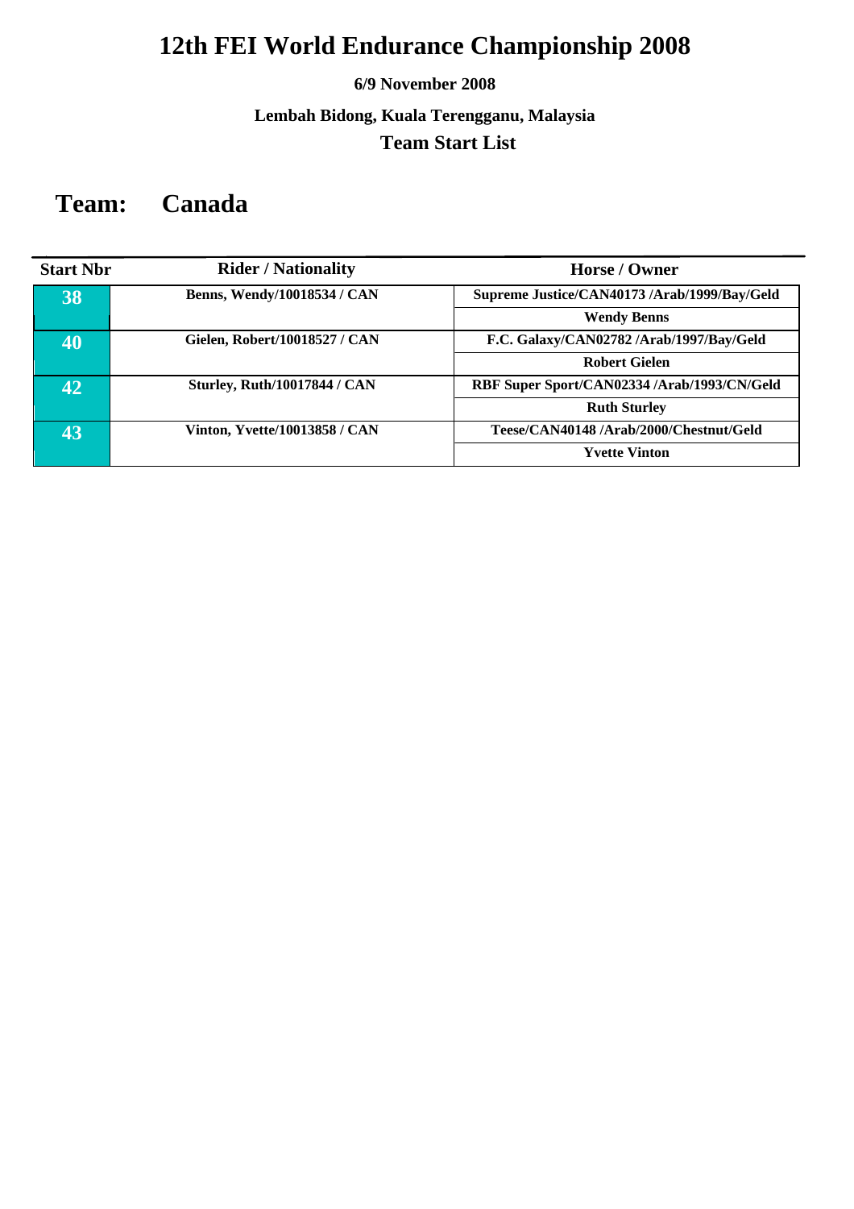# 12th FEI World Endurance Championship 2008

**6/9 November 2008**

**Lembah Bidong, Kuala Terengganu, Malaysia**

**Team Start List**

## Team: Canada

| Start Nbr | Rider / Nationality | Horse / Owner |
|---|---|---|
| 38 | Benns, Wendy/10018534 / CAN | Supreme Justice/CAN40173 /Arab/1999/Bay/Geld |
| | | Wendy Benns |
| 40 | Gielen, Robert/10018527 / CAN | F.C. Galaxy/CAN02782 /Arab/1997/Bay/Geld |
| | | Robert Gielen |
| 42 | Sturley, Ruth/10017844 / CAN | RBF Super Sport/CAN02334 /Arab/1993/CN/Geld |
| | | Ruth Sturley |
| 43 | Vinton, Yvette/10013858 / CAN | Teese/CAN40148 /Arab/2000/Chestnut/Geld |
| | | Yvette Vinton |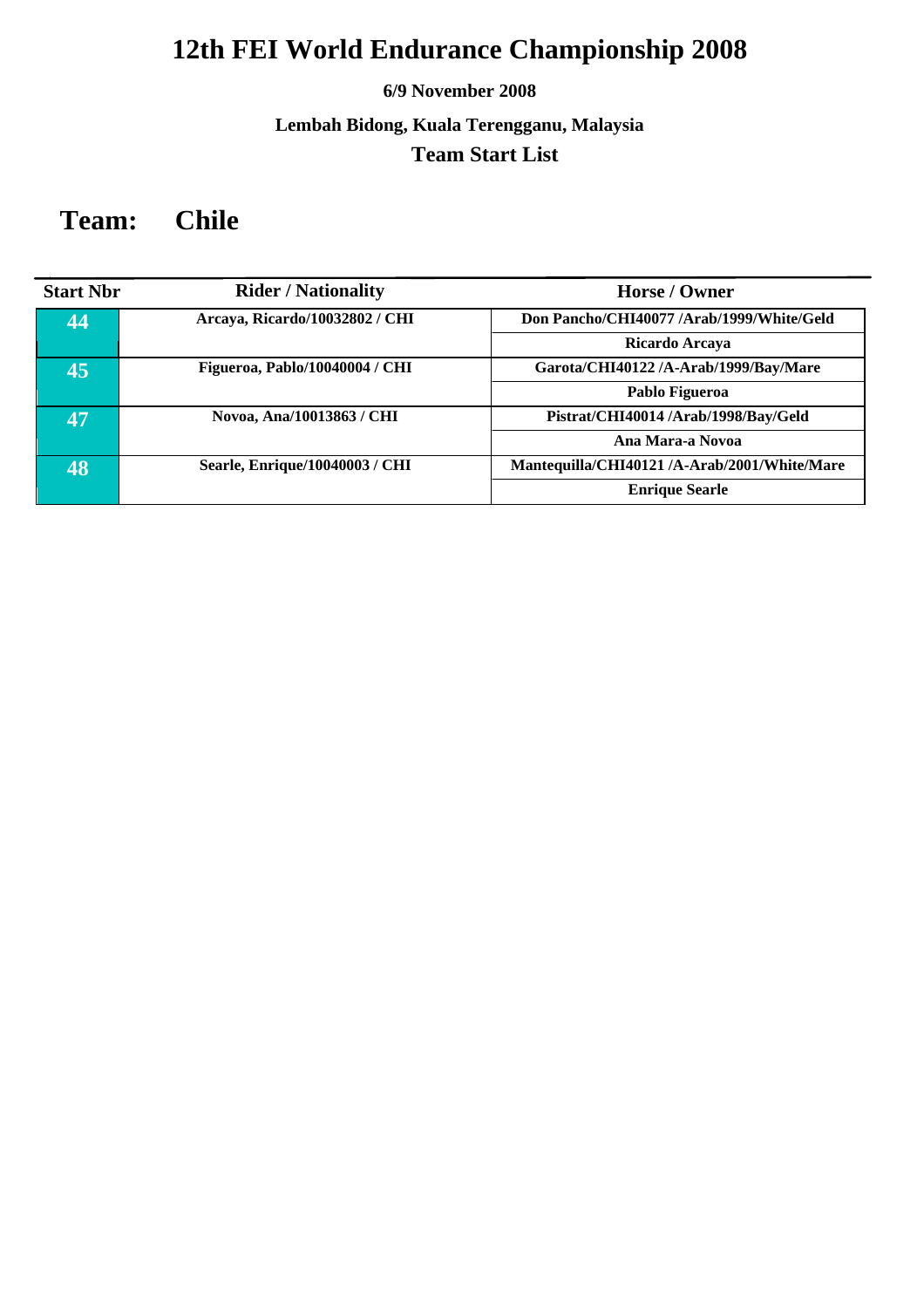# 12th FEI World Endurance Championship 2008

**6/9 November 2008**

**Lembah Bidong, Kuala Terengganu, Malaysia**

**Team Start List**

## Team: Chile

| Start Nbr | Rider / Nationality | Horse / Owner |
|---|---|---|
| 44 | Arcaya, Ricardo/10032802 / CHI | Don Pancho/CHI40077 /Arab/1999/White/Geld |
| | | Ricardo Arcaya |
| 45 | Figueroa, Pablo/10040004 / CHI | Garota/CHI40122 /A-Arab/1999/Bay/Mare |
| | | Pablo Figueroa |
| 47 | Novoa, Ana/10013863 / CHI | Pistrat/CHI40014 /Arab/1998/Bay/Geld |
| | | Ana Mara-a Novoa |
| 48 | Searle, Enrique/10040003 / CHI | Mantequilla/CHI40121 /A-Arab/2001/White/Mare |
| | | Enrique Searle |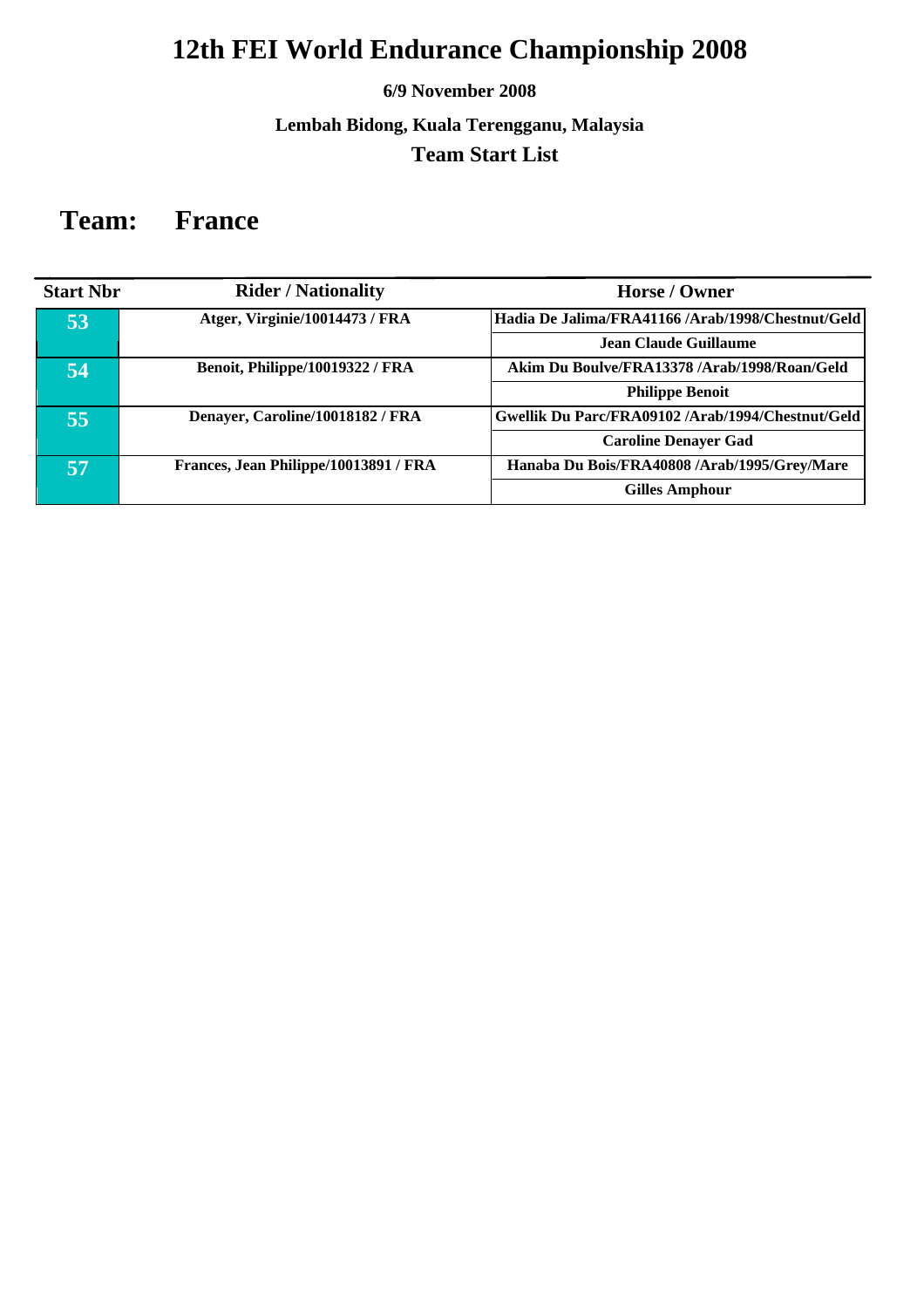# 12th FEI World Endurance Championship 2008

**6/9 November 2008**

**Lembah Bidong, Kuala Terengganu, Malaysia**

**Team Start List**

## Team: France

| Start Nbr | Rider / Nationality | Horse / Owner |
|---|---|---|
| 53 | Atger, Virginie/10014473 / FRA | Hadia De Jalima/FRA41166 /Arab/1998/Chestnut/Geld |
| | | Jean Claude Guillaume |
| 54 | Benoit, Philippe/10019322 / FRA | Akim Du Boulve/FRA13378 /Arab/1998/Roan/Geld |
| | | Philippe Benoit |
| 55 | Denayer, Caroline/10018182 / FRA | Gwellik Du Parc/FRA09102 /Arab/1994/Chestnut/Geld |
| | | Caroline Denayer Gad |
| 57 | Frances, Jean Philippe/10013891 / FRA | Hanaba Du Bois/FRA40808 /Arab/1995/Grey/Mare |
| | | Gilles Amphour |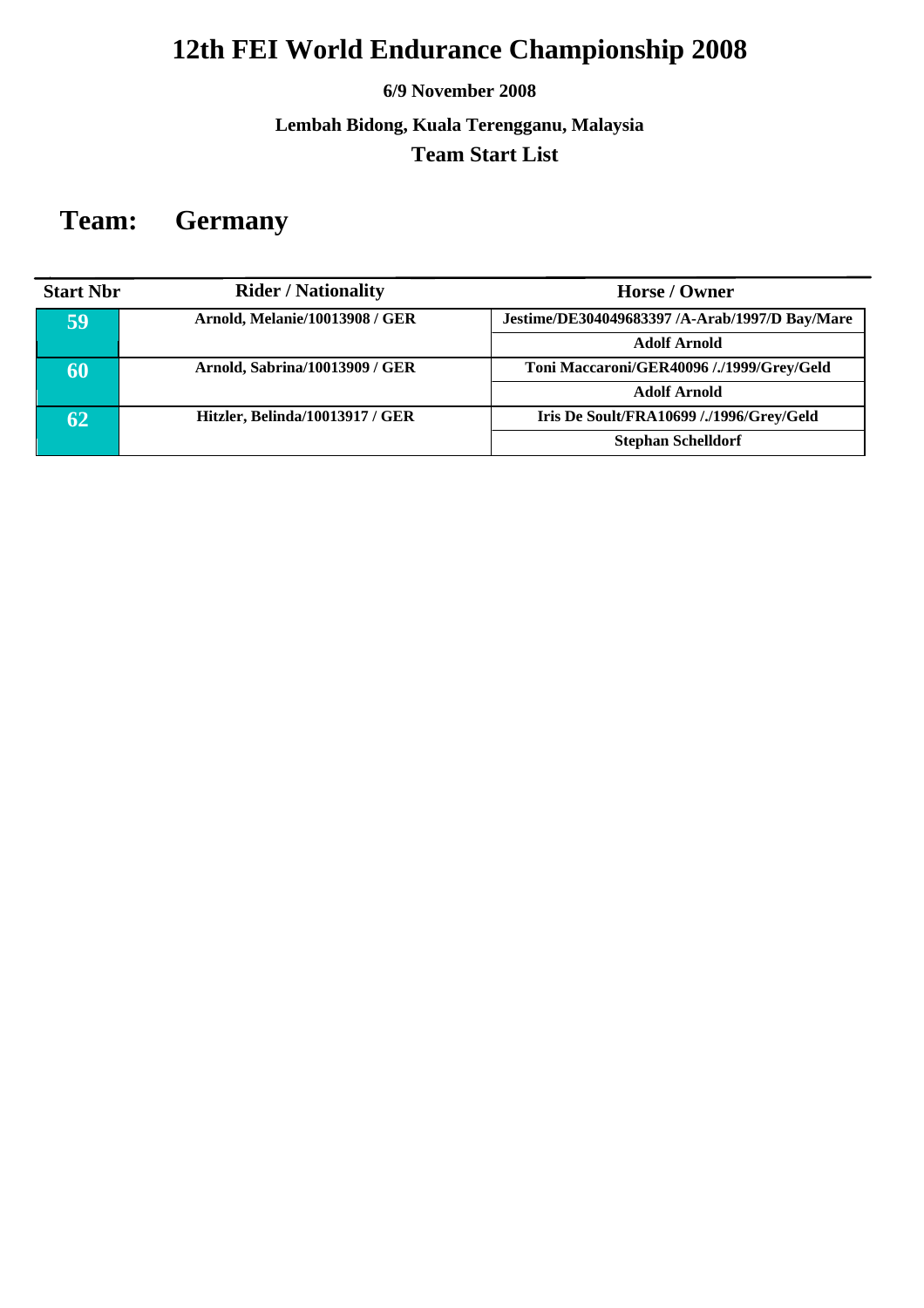# 12th FEI World Endurance Championship 2008

**6/9 November 2008**

**Lembah Bidong, Kuala Terengganu, Malaysia**

**Team Start List**

## Team: Germany

| Start Nbr | Rider / Nationality | Horse / Owner |
|---|---|---|
| 59 | Arnold, Melanie/10013908 / GER | Jestime/DE304049683397 /A-Arab/1997/D Bay/Mare |
| | | Adolf Arnold |
| 60 | Arnold, Sabrina/10013909 / GER | Toni Maccaroni/GER40096 /./1999/Grey/Geld |
| | | Adolf Arnold |
| 62 | Hitzler, Belinda/10013917 / GER | Iris De Soult/FRA10699 /./1996/Grey/Geld |
| | | Stephan Schelldorf |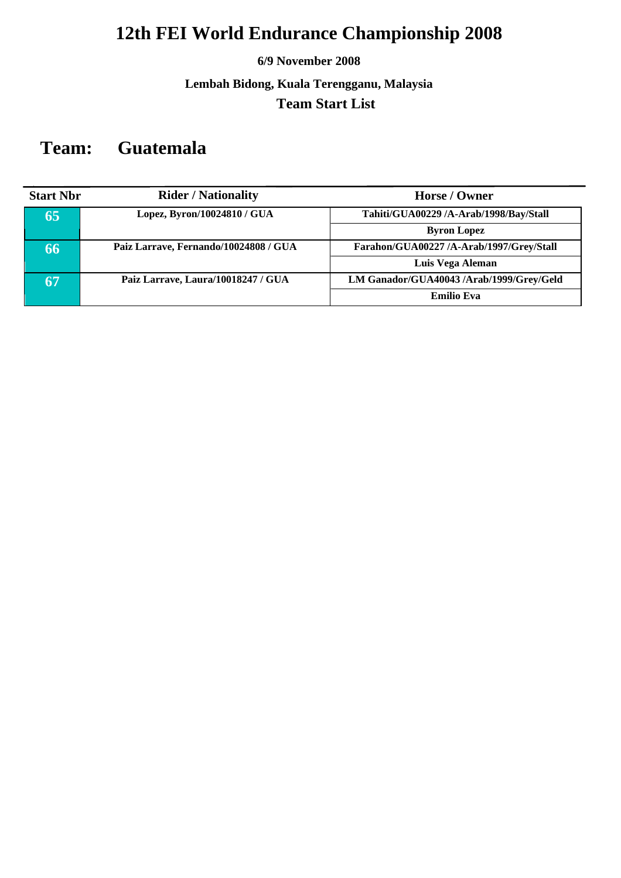# 12th FEI World Endurance Championship 2008

**6/9 November 2008**

**Lembah Bidong, Kuala Terengganu, Malaysia**

**Team Start List**

## Team: Guatemala

| Start Nbr | Rider / Nationality | Horse / Owner |
|---|---|---|
| 65 | Lopez, Byron/10024810 / GUA | Tahiti/GUA00229 /A-Arab/1998/Bay/Stall |
| | | Byron Lopez |
| 66 | Paiz Larrave, Fernando/10024808 / GUA | Farahon/GUA00227 /A-Arab/1997/Grey/Stall |
| | | Luis Vega Aleman |
| 67 | Paiz Larrave, Laura/10018247 / GUA | LM Ganador/GUA40043 /Arab/1999/Grey/Geld |
| | | Emilio Eva |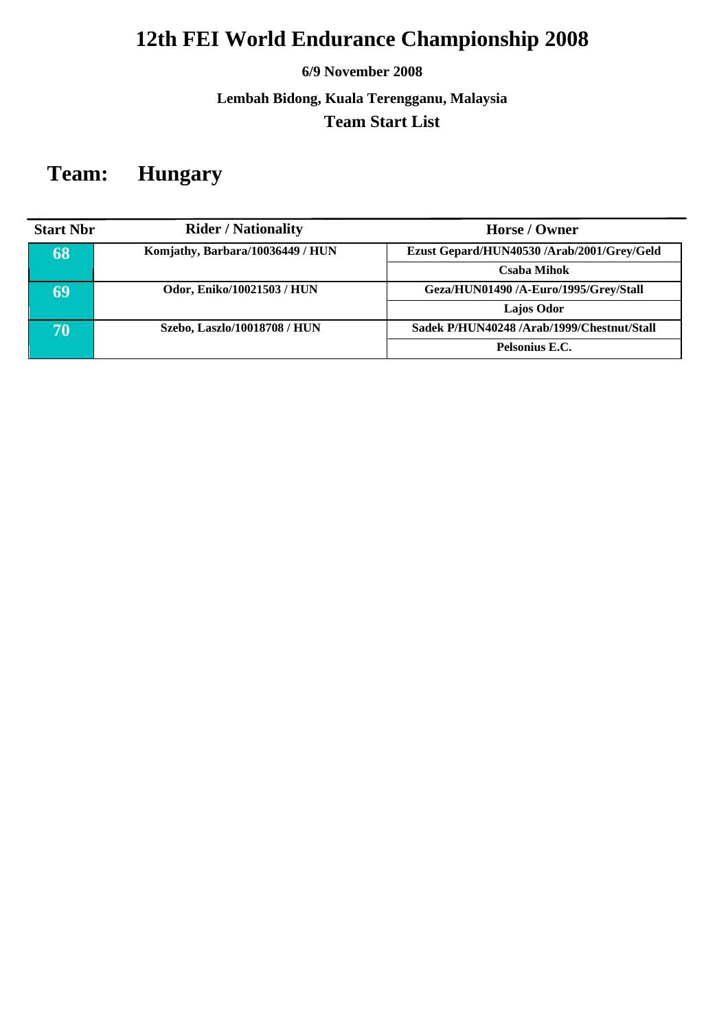# 12th FEI World Endurance Championship 2008

**6/9 November 2008**

**Lembah Bidong, Kuala Terengganu, Malaysia**

**Team Start List**

## Team: Hungary

| Start Nbr | Rider / Nationality | Horse / Owner |
|---|---|---|
| 68 | Komjathy, Barbara/10036449 / HUN | Ezust Gepard/HUN40530 /Arab/2001/Grey/Geld |
| | | Csaba Mihok |
| 69 | Odor, Eniko/10021503 / HUN | Geza/HUN01490 /A-Euro/1995/Grey/Stall |
| | | Lajos Odor |
| 70 | Szebo, Laszlo/10018708 / HUN | Sadek P/HUN40248 /Arab/1999/Chestnut/Stall |
| | | Pelsonius E.C. |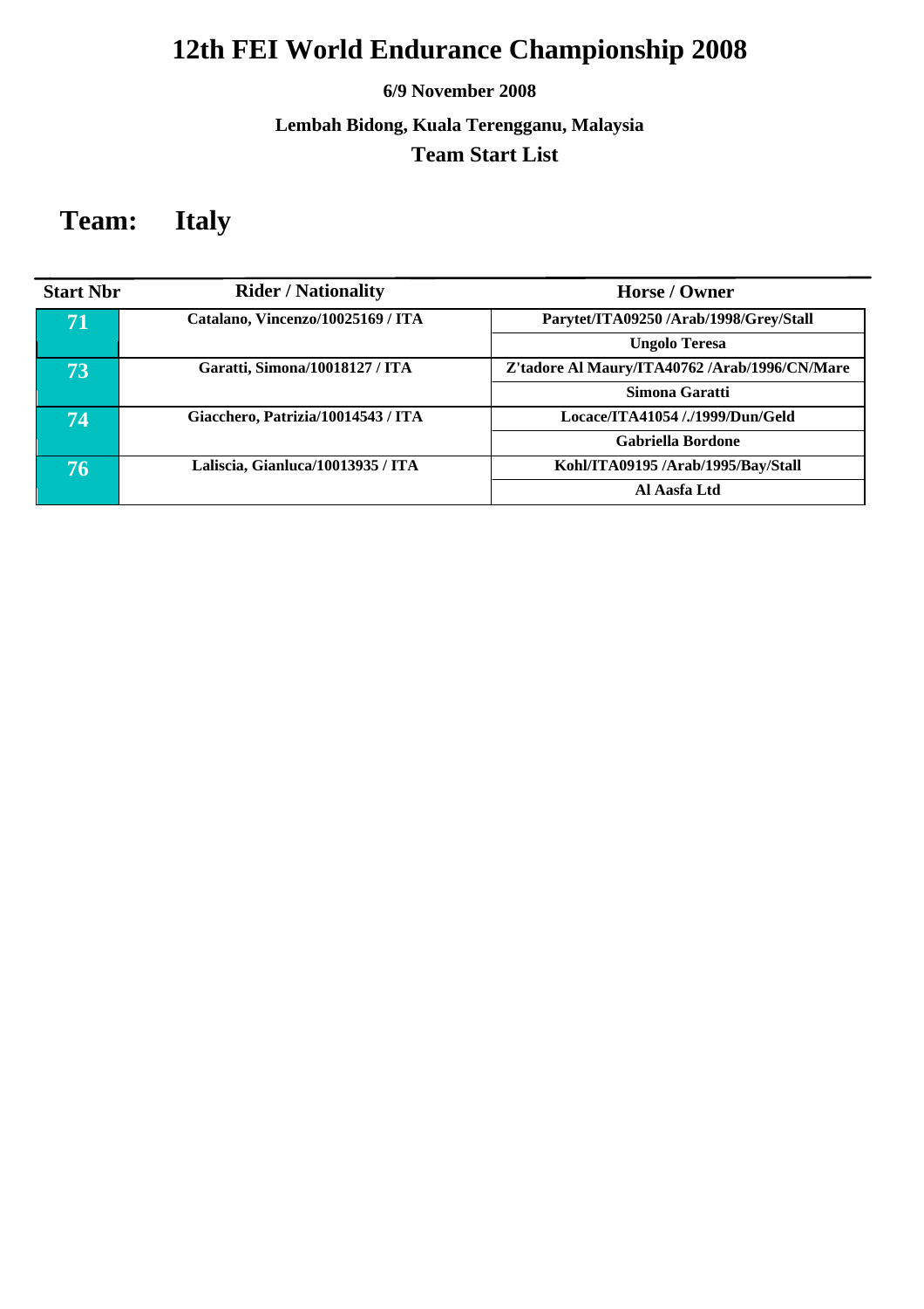# 12th FEI World Endurance Championship 2008

**6/9 November 2008**

**Lembah Bidong, Kuala Terengganu, Malaysia**

**Team Start List**

## Team: Italy

| Start Nbr | Rider / Nationality | Horse / Owner |
|---|---|---|
| 71 | Catalano, Vincenzo/10025169 / ITA | Parytet/ITA09250 /Arab/1998/Grey/Stall |
| | | Ungolo Teresa |
| 73 | Garatti, Simona/10018127 / ITA | Z'tadore Al Maury/ITA40762 /Arab/1996/CN/Mare |
| | | Simona Garatti |
| 74 | Giacchero, Patrizia/10014543 / ITA | Locace/ITA41054 /./1999/Dun/Geld |
| | | Gabriella Bordone |
| 76 | Laliscia, Gianluca/10013935 / ITA | Kohl/ITA09195 /Arab/1995/Bay/Stall |
| | | Al Aasfa Ltd |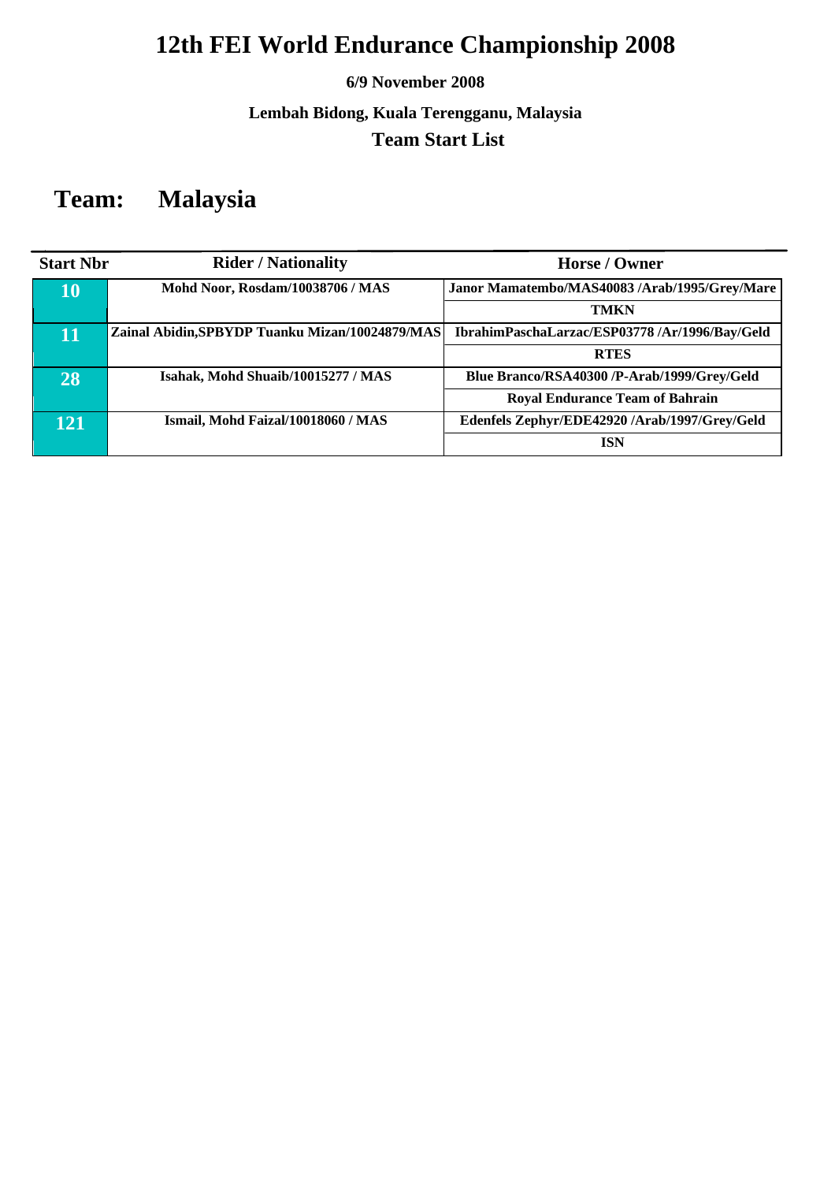# 12th FEI World Endurance Championship 2008

**6/9 November 2008**

**Lembah Bidong, Kuala Terengganu, Malaysia**

**Team Start List**

## Team: Malaysia

| Start Nbr | Rider / Nationality | Horse / Owner |
|---|---|---|
| 10 | Mohd Noor, Rosdam/10038706 / MAS | Janor Mamatembo/MAS40083 /Arab/1995/Grey/Mare |
| | | TMKN |
| 11 | Zainal Abidin,SPBYDP Tuanku Mizan/10024879/MAS | IbrahimPaschaLarzac/ESP03778 /Ar/1996/Bay/Geld |
| | | RTES |
| 28 | Isahak, Mohd Shuaib/10015277 / MAS | Blue Branco/RSA40300 /P-Arab/1999/Grey/Geld |
| | | Royal Endurance Team of Bahrain |
| 121 | Ismail, Mohd Faizal/10018060 / MAS | Edenfels Zephyr/EDE42920 /Arab/1997/Grey/Geld |
| | | ISN |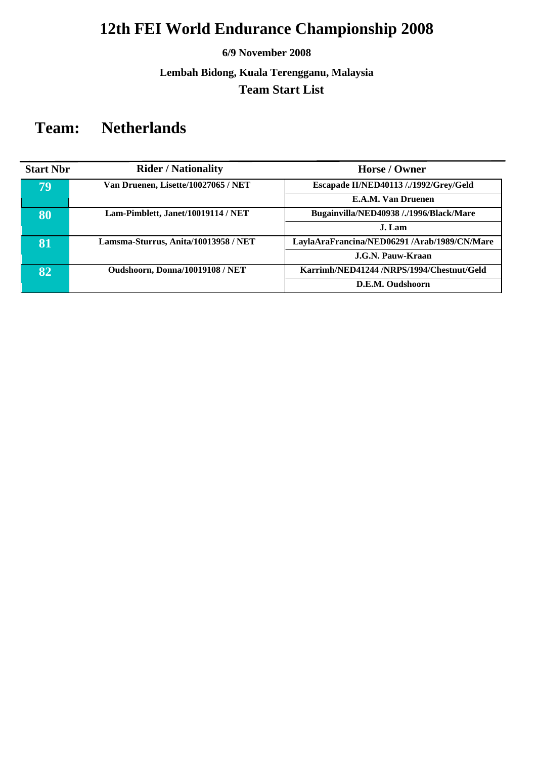# 12th FEI World Endurance Championship 2008

**6/9 November 2008**

**Lembah Bidong, Kuala Terengganu, Malaysia**

**Team Start List**

## Team: Netherlands

| Start Nbr | Rider / Nationality | Horse / Owner |
|---|---|---|
| 79 | Van Druenen, Lisette/10027065 / NET | Escapade II/NED40113 /./1992/Grey/Geld |
| | | E.A.M. Van Druenen |
| 80 | Lam-Pimblett, Janet/10019114 / NET | Bugainvilla/NED40938 /./1996/Black/Mare |
| | | J. Lam |
| 81 | Lamsma-Sturrus, Anita/10013958 / NET | LaylaAraFrancina/NED06291 /Arab/1989/CN/Mare |
| | | J.G.N. Pauw-Kraan |
| 82 | Oudshoorn, Donna/10019108 / NET | Karrimh/NED41244 /NRPS/1994/Chestnut/Geld |
| | | D.E.M. Oudshoorn |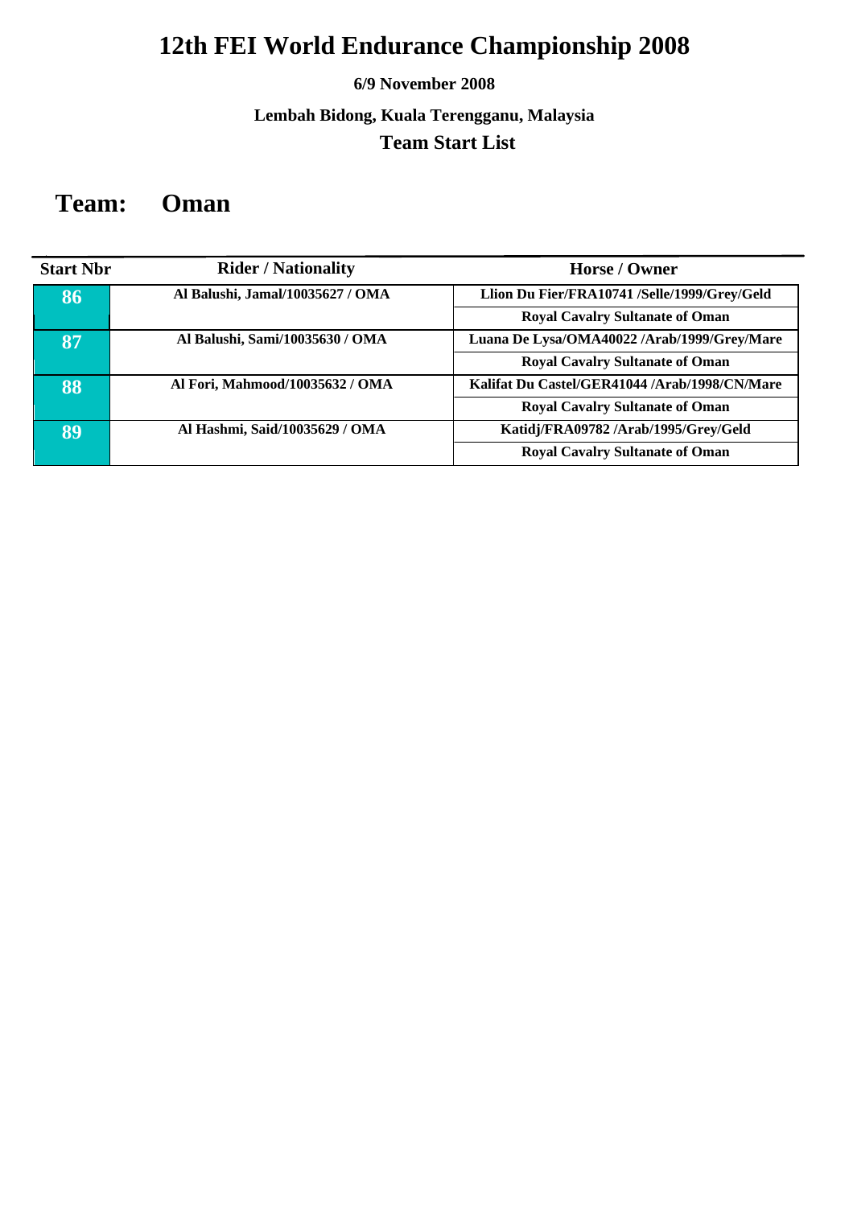# 12th FEI World Endurance Championship 2008

**6/9 November 2008**

**Lembah Bidong, Kuala Terengganu, Malaysia**

**Team Start List**

## Team: Oman

| Start Nbr | Rider / Nationality | Horse / Owner |
|---|---|---|
| 86 | Al Balushi, Jamal/10035627 / OMA | Llion Du Fier/FRA10741 /Selle/1999/Grey/Geld |
| | | Royal Cavalry Sultanate of Oman |
| 87 | Al Balushi, Sami/10035630 / OMA | Luana De Lysa/OMA40022 /Arab/1999/Grey/Mare |
| | | Royal Cavalry Sultanate of Oman |
| 88 | Al Fori, Mahmood/10035632 / OMA | Kalifat Du Castel/GER41044 /Arab/1998/CN/Mare |
| | | Royal Cavalry Sultanate of Oman |
| 89 | Al Hashmi, Said/10035629 / OMA | Katidj/FRA09782 /Arab/1995/Grey/Geld |
| | | Royal Cavalry Sultanate of Oman |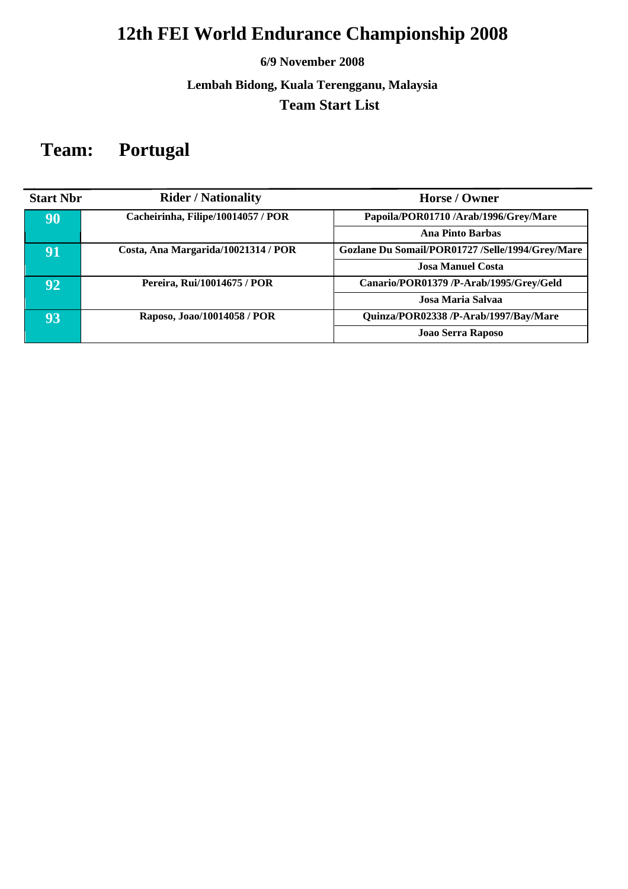# 12th FEI World Endurance Championship 2008

**6/9 November 2008**

**Lembah Bidong, Kuala Terengganu, Malaysia**

**Team Start List**

## Team: Portugal

| Start Nbr | Rider / Nationality | Horse / Owner |
|---|---|---|
| 90 | Cacheirinha, Filipe/10014057 / POR | Papoila/POR01710 /Arab/1996/Grey/Mare |
| | | Ana Pinto Barbas |
| 91 | Costa, Ana Margarida/10021314 / POR | Gozlane Du Somail/POR01727 /Selle/1994/Grey/Mare |
| | | Josa Manuel Costa |
| 92 | Pereira, Rui/10014675 / POR | Canario/POR01379 /P-Arab/1995/Grey/Geld |
| | | Josa Maria Salvaa |
| 93 | Raposo, Joao/10014058 / POR | Quinza/POR02338 /P-Arab/1997/Bay/Mare |
| | | Joao Serra Raposo |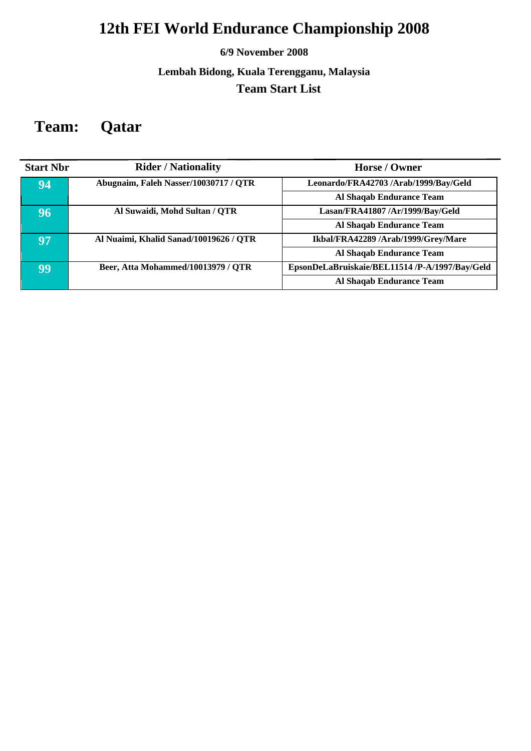# 12th FEI World Endurance Championship 2008

**6/9 November 2008**

**Lembah Bidong, Kuala Terengganu, Malaysia**

**Team Start List**

## Team: Qatar

| Start Nbr | Rider / Nationality | Horse / Owner |
|---|---|---|
| 94 | Abugnaim, Faleh Nasser/10030717 / QTR | Leonardo/FRA42703 /Arab/1999/Bay/Geld |
| | | Al Shaqab Endurance Team |
| 96 | Al Suwaidi, Mohd Sultan / QTR | Lasan/FRA41807 /Ar/1999/Bay/Geld |
| | | Al Shaqab Endurance Team |
| 97 | Al Nuaimi, Khalid Sanad/10019626 / QTR | Ikbal/FRA42289 /Arab/1999/Grey/Mare |
| | | Al Shaqab Endurance Team |
| 99 | Beer, Atta Mohammed/10013979 / QTR | EpsonDeLaBruiskaie/BEL11514 /P-A/1997/Bay/Geld |
| | | Al Shaqab Endurance Team |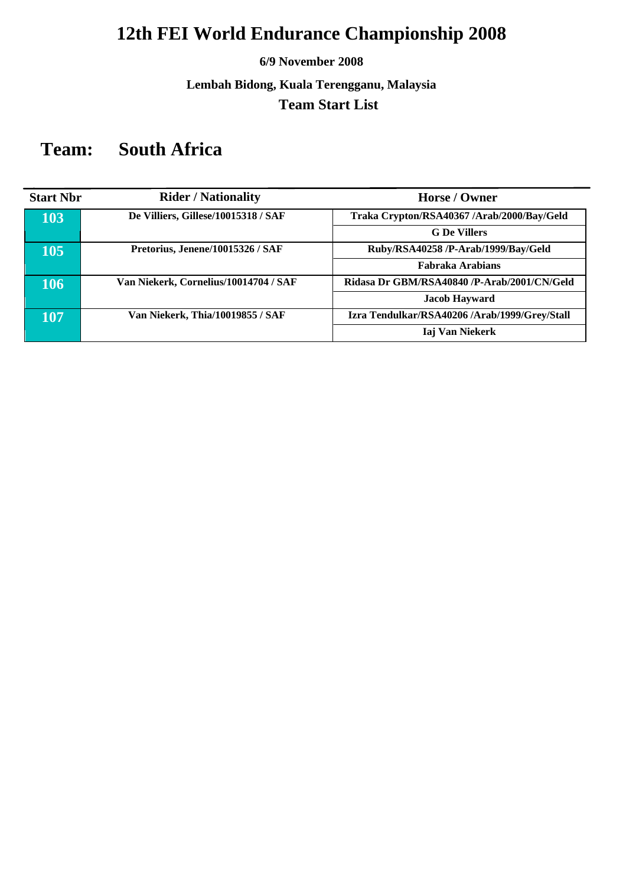# 12th FEI World Endurance Championship 2008

**6/9 November 2008**

**Lembah Bidong, Kuala Terengganu, Malaysia**

**Team Start List**

## Team: South Africa

| Start Nbr | Rider / Nationality | Horse / Owner |
|---|---|---|
| 103 | De Villiers, Gillese/10015318 / SAF | Traka Crypton/RSA40367 /Arab/2000/Bay/Geld |
| | | G De Villers |
| 105 | Pretorius, Jenene/10015326 / SAF | Ruby/RSA40258 /P-Arab/1999/Bay/Geld |
| | | Fabraka Arabians |
| 106 | Van Niekerk, Cornelius/10014704 / SAF | Ridasa Dr GBM/RSA40840 /P-Arab/2001/CN/Geld |
| | | Jacob Hayward |
| 107 | Van Niekerk, Thia/10019855 / SAF | Izra Tendulkar/RSA40206 /Arab/1999/Grey/Stall |
| | | Iaj Van Niekerk |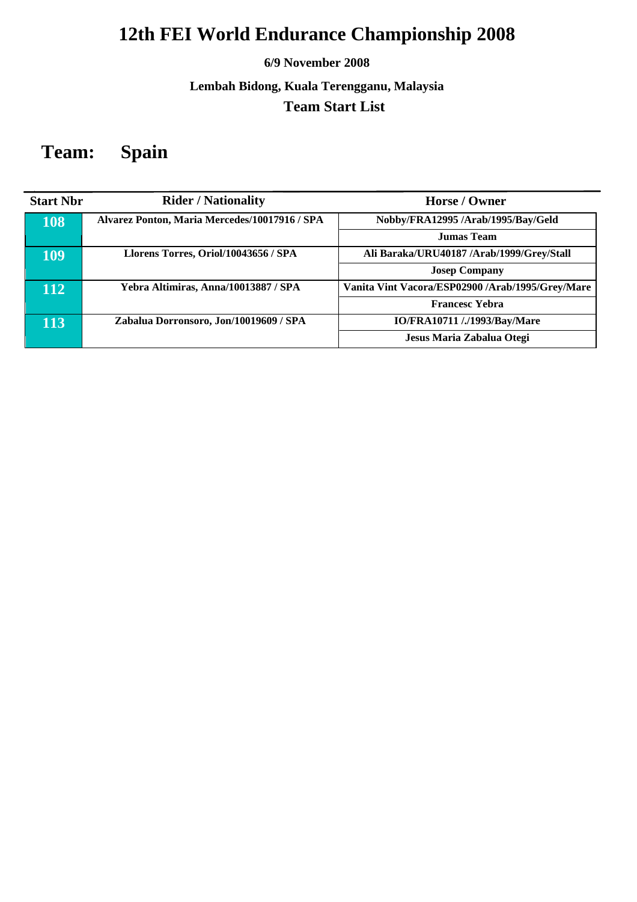# 12th FEI World Endurance Championship 2008

**6/9 November 2008**

**Lembah Bidong, Kuala Terengganu, Malaysia**

**Team Start List**

## Team: Spain

| Start Nbr | Rider / Nationality | Horse / Owner |
|---|---|---|
| 108 | Alvarez Ponton, Maria Mercedes/10017916 / SPA | Nobby/FRA12995 /Arab/1995/Bay/Geld |
| | | Jumas Team |
| 109 | Llorens Torres, Oriol/10043656 / SPA | Ali Baraka/URU40187 /Arab/1999/Grey/Stall |
| | | Josep Company |
| 112 | Yebra Altimiras, Anna/10013887 / SPA | Vanita Vint Vacora/ESP02900 /Arab/1995/Grey/Mare |
| | | Francesc Yebra |
| 113 | Zabalua Dorronsoro, Jon/10019609 / SPA | IO/FRA10711 /./1993/Bay/Mare |
| | | Jesus Maria Zabalua Otegi |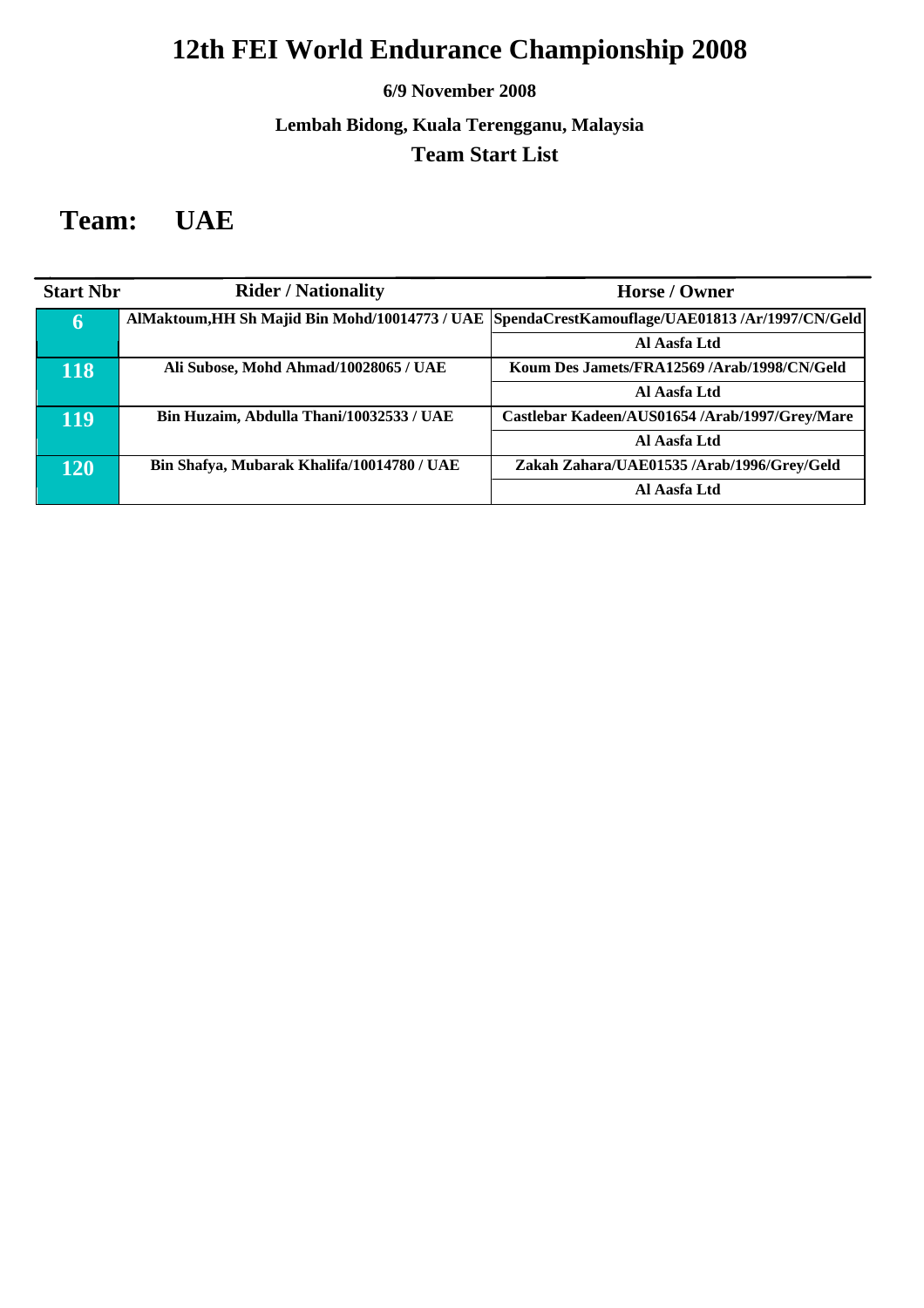# 12th FEI World Endurance Championship 2008

**6/9 November 2008**

**Lembah Bidong, Kuala Terengganu, Malaysia**

**Team Start List**

## Team: UAE

| Start Nbr | Rider / Nationality | Horse / Owner |
|---|---|---|
| 6 | AlMaktoum,HH Sh Majid Bin Mohd/10014773 / UAE | SpendaCrestKamouflage/UAE01813 /Ar/1997/CN/Geld |
| | | Al Aasfa Ltd |
| 118 | Ali Subose, Mohd Ahmad/10028065 / UAE | Koum Des Jamets/FRA12569 /Arab/1998/CN/Geld |
| | | Al Aasfa Ltd |
| 119 | Bin Huzaim, Abdulla Thani/10032533 / UAE | Castlebar Kadeen/AUS01654 /Arab/1997/Grey/Mare |
| | | Al Aasfa Ltd |
| 120 | Bin Shafya, Mubarak Khalifa/10014780 / UAE | Zakah Zahara/UAE01535 /Arab/1996/Grey/Geld |
| | | Al Aasfa Ltd |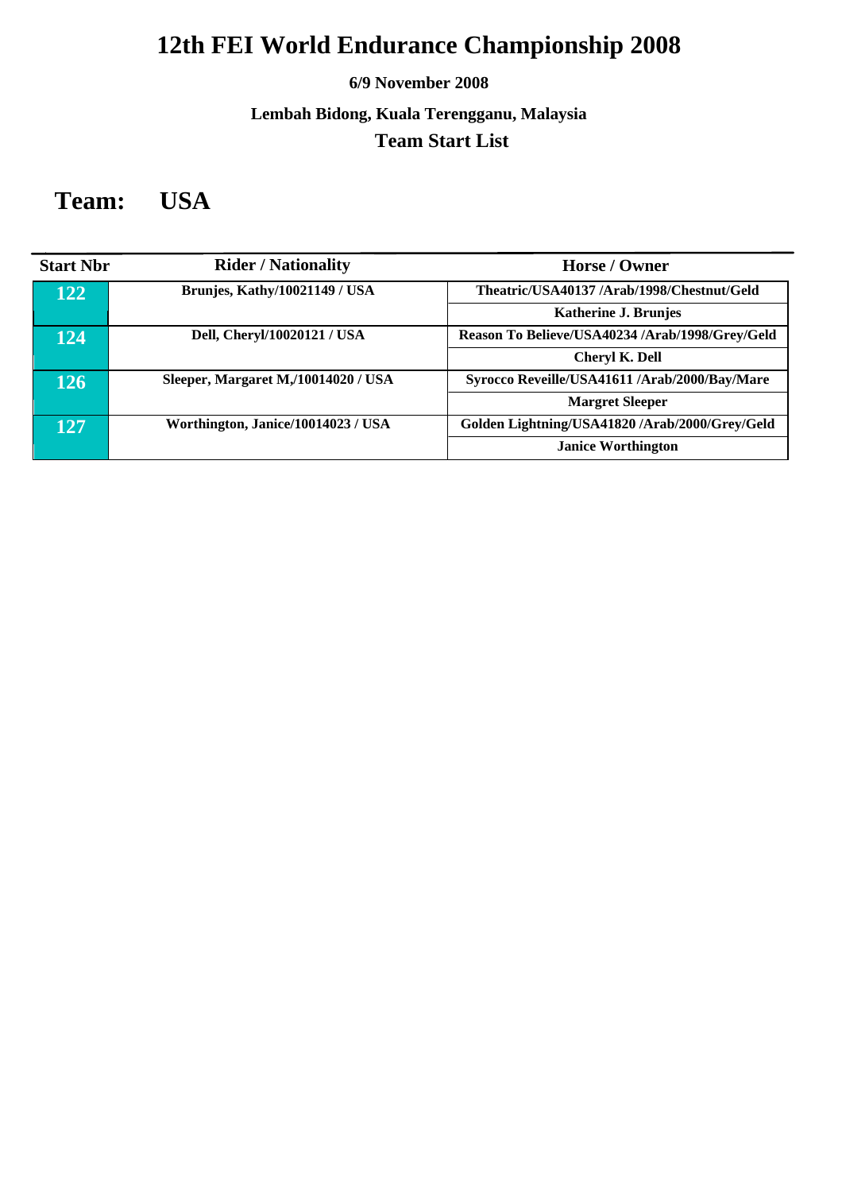# 12th FEI World Endurance Championship 2008

**6/9 November 2008**

**Lembah Bidong, Kuala Terengganu, Malaysia**

**Team Start List**

## Team: USA

| Start Nbr | Rider / Nationality | Horse / Owner |
|---|---|---|
| 122 | Brunjes, Kathy/10021149 / USA | Theatric/USA40137 /Arab/1998/Chestnut/Geld |
| | | Katherine J. Brunjes |
| 124 | Dell, Cheryl/10020121 / USA | Reason To Believe/USA40234 /Arab/1998/Grey/Geld |
| | | Cheryl K. Dell |
| 126 | Sleeper, Margaret M,/10014020 / USA | Syrocco Reveille/USA41611 /Arab/2000/Bay/Mare |
| | | Margret Sleeper |
| 127 | Worthington, Janice/10014023 / USA | Golden Lightning/USA41820 /Arab/2000/Grey/Geld |
| | | Janice Worthington |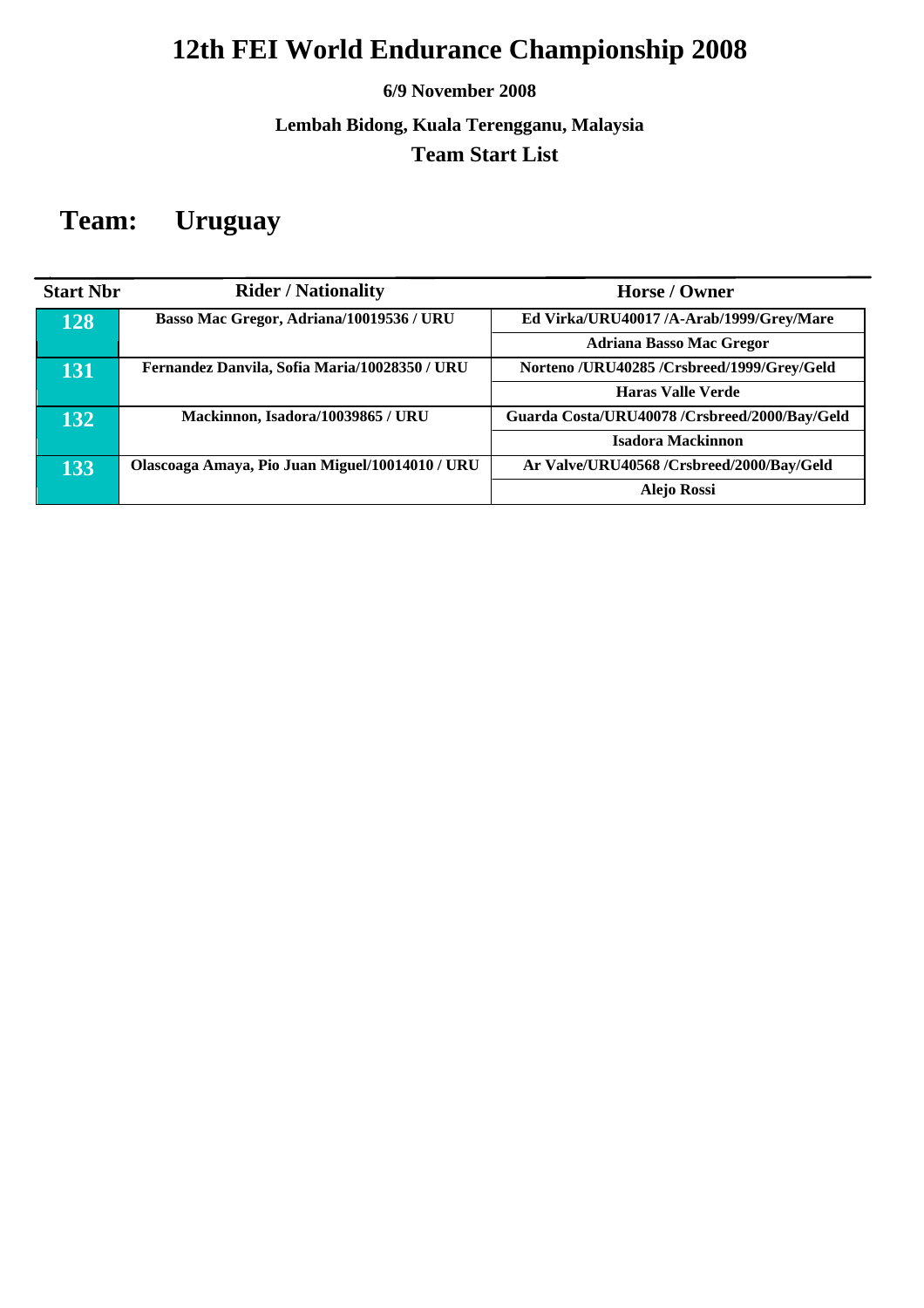# 12th FEI World Endurance Championship 2008

**6/9 November 2008**

**Lembah Bidong, Kuala Terengganu, Malaysia**

**Team Start List**

## Team: Uruguay

| Start Nbr | Rider / Nationality | Horse / Owner |
|---|---|---|
| 128 | Basso Mac Gregor, Adriana/10019536 / URU | Ed Virka/URU40017 /A-Arab/1999/Grey/Mare |
| | | Adriana Basso Mac Gregor |
| 131 | Fernandez Danvila, Sofia Maria/10028350 / URU | Norteno /URU40285 /Crsbreed/1999/Grey/Geld |
| | | Haras Valle Verde |
| 132 | Mackinnon, Isadora/10039865 / URU | Guarda Costa/URU40078 /Crsbreed/2000/Bay/Geld |
| | | Isadora Mackinnon |
| 133 | Olascoaga Amaya, Pio Juan Miguel/10014010 / URU | Ar Valve/URU40568 /Crsbreed/2000/Bay/Geld |
| | | Alejo Rossi |